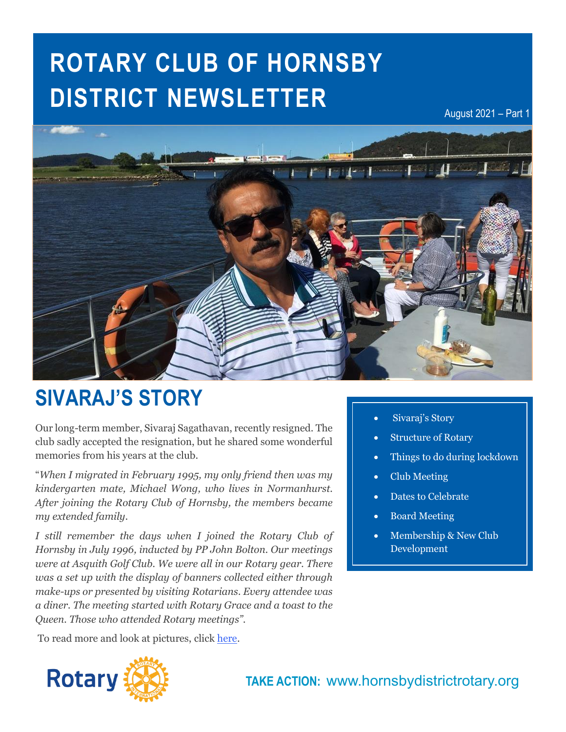# ROTARY CLUB OF HORNSBY DISTRICT NEWSLETTER

August 2021 – Part 1

## SIVARAJ'S STORY

- Sivaraj's Story
- Structure of Rotary
- Things to do during lockdown
- Club Meeting
- Dates to Celebrate
- Board Meeting
- Membership & New Club Development

Our long-term member, Sivaraj Sagathavan, recently resigned. The club sadly accepted the resignation, but he shared some wonderful memories from his years at the club.

"*When I migrated in February 1995, my only friend then was my kindergarten mate, Michael Wong, who lives in Normanhurst. After joining the Rotary Club of Hornsby, the members became my extended family.*

*I still remember the days when I joined the Rotary Club of Hornsby in July 1996, inducted by PP John Bolton. Our meetings were at Asquith Golf Club. We were all in our Rotary gear. There was a set up with the display of banners collected either through make-ups or presented by visiting Rotarians. Every attendee was a diner. The meeting started with Rotary Grace and a toast to the Queen. Those who attended Rotary meetings".*

To read more and look at pictures, click here.

**TAKE ACTION:** www.hornsbydistrictrotary.org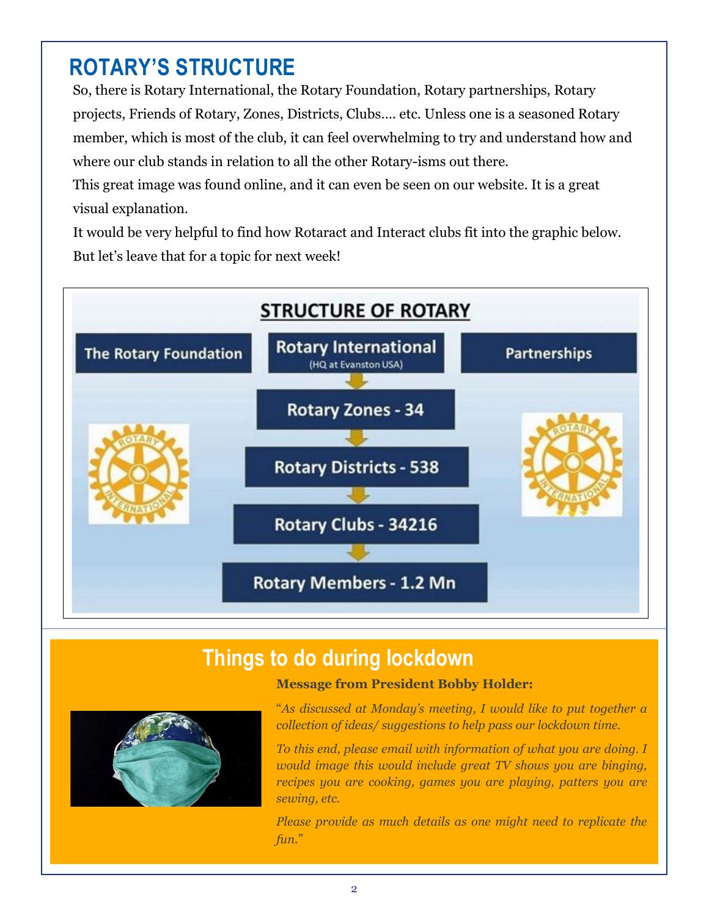## ROTARY'S STRUCTURE

So, there is Rotary International, the Rotary Foundation, Rotary partnerships, Rotary projects, Friends of Rotary, Zones, Districts, Clubs…. etc. Unless one is a seasoned Rotary member, which is most of the club, it can feel overwhelming to try and understand how and where our club stands in relation to all the other Rotary-isms out there.

This great image was found online, and it can even be seen on our website. It is a great visual explanation.

It would be very helpful to find how Rotaract and Interact clubs fit into the graphic below. But let's leave that for a topic for next week!

**STRUCTURE OF ROTARY**

- The Rotary Foundation
- Rotary International (HQ at Evanston USA)
- Partnerships

Rotary International → Rotary Zones - 34 → Rotary Districts - 538 → Rotary Clubs - 34216 → Rotary Members - 1.2 Mn

## Things to do during lockdown

**Message from President Bobby Holder:**

"*As discussed at Monday's meeting, I would like to put together a collection of ideas/ suggestions to help pass our lockdown time.*

*To this end, please email with information of what you are doing. I would image this would include great TV shows you are binging, recipes you are cooking, games you are playing, patters you are sewing, etc.*

*Please provide as much details as one might need to replicate the fun.*"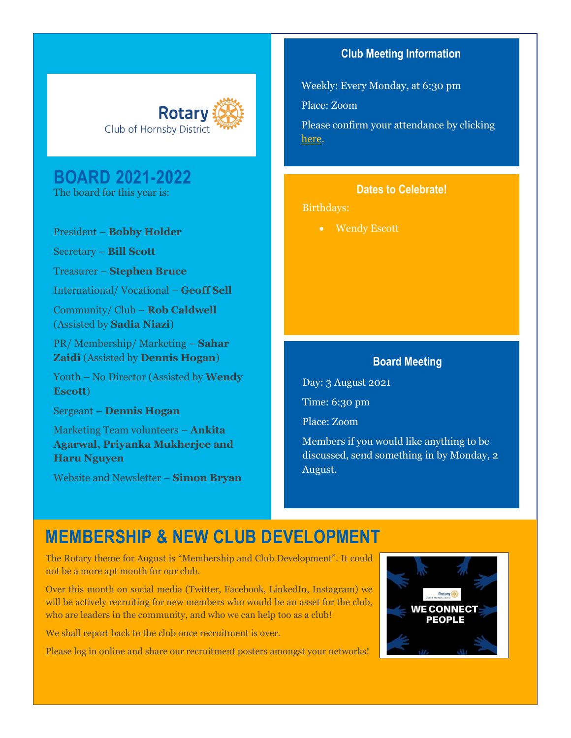Rotary Club of Hornsby District

## BOARD 2021-2022

The board for this year is:

President – **Bobby Holder**

Secretary – **Bill Scott**

Treasurer – **Stephen Bruce**

International/ Vocational – **Geoff Sell**

Community/ Club – **Rob Caldwell** (Assisted by **Sadia Niazi**)

PR/ Membership/ Marketing – **Sahar Zaidi** (Assisted by **Dennis Hogan**)

Youth – No Director (Assisted by **Wendy Escott**)

Sergeant – **Dennis Hogan**

Marketing Team volunteers – **Ankita Agarwal, Priyanka Mukherjee and Haru Nguyen**

Website and Newsletter – **Simon Bryan**

### Club Meeting Information

Weekly: Every Monday, at 6:30 pm

Place: Zoom

Please confirm your attendance by clicking here.

### Dates to Celebrate!

Birthdays:

- Wendy Escott

### Board Meeting

Day: 3 August 2021

Time: 6:30 pm

Place: Zoom

Members if you would like anything to be discussed, send something in by Monday, 2 August.

## MEMBERSHIP & NEW CLUB DEVELOPMENT

The Rotary theme for August is "Membership and Club Development". It could not be a more apt month for our club.

Over this month on social media (Twitter, Facebook, LinkedIn, Instagram) we will be actively recruiting for new members who would be an asset for the club, who are leaders in the community, and who we can help too as a club!

We shall report back to the club once recruitment is over.

Please log in online and share our recruitment posters amongst your networks!

WE CONNECT PEOPLE